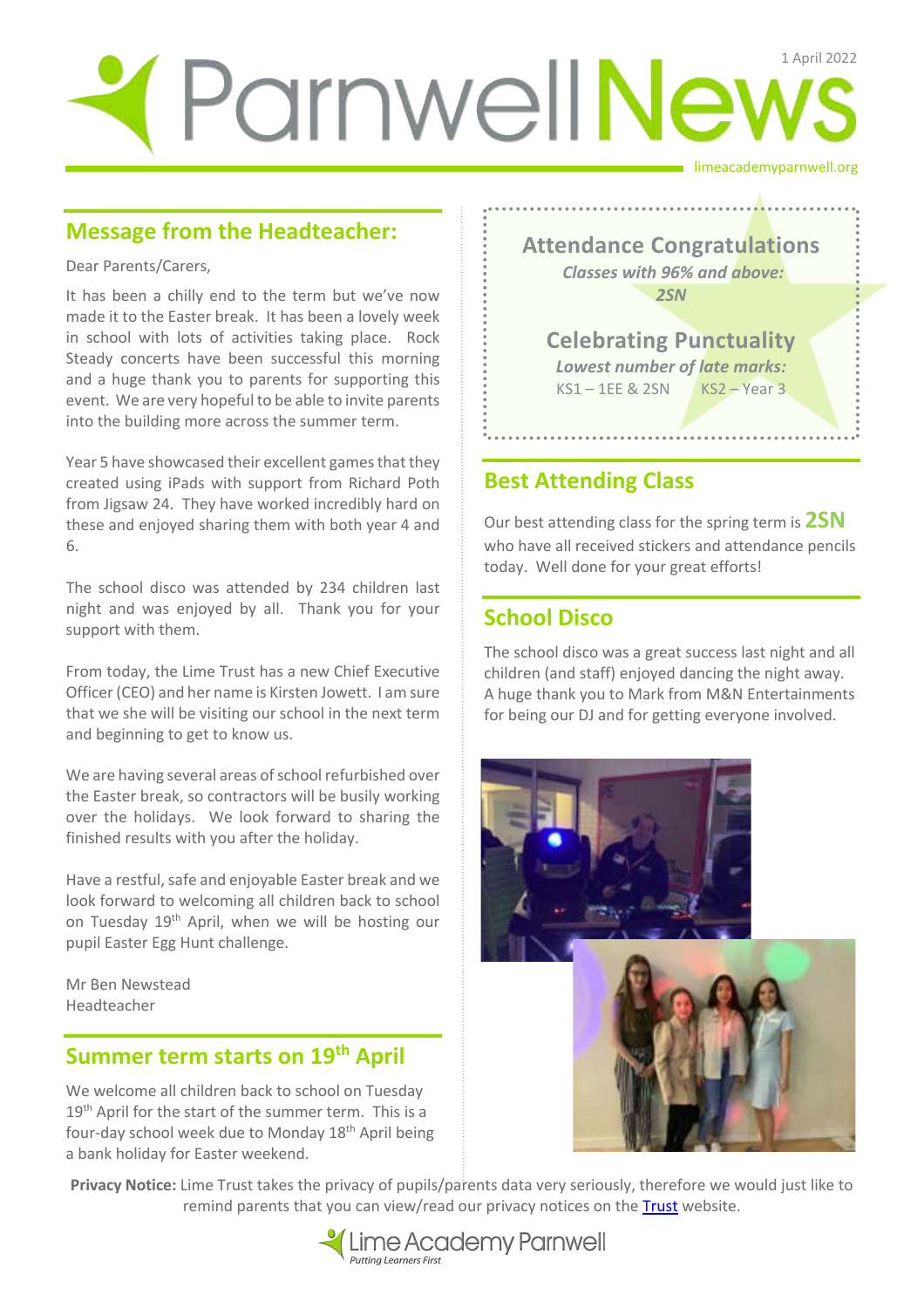# Parnwell News

1 April 2022

limeacademyparnwell.org

## Message from the Headteacher:

Dear Parents/Carers,

It has been a chilly end to the term but we've now made it to the Easter break. It has been a lovely week in school with lots of activities taking place. Rock Steady concerts have been successful this morning and a huge thank you to parents for supporting this event. We are very hopeful to be able to invite parents into the building more across the summer term.

Year 5 have showcased their excellent games that they created using iPads with support from Richard Poth from Jigsaw 24. They have worked incredibly hard on these and enjoyed sharing them with both year 4 and 6.

The school disco was attended by 234 children last night and was enjoyed by all. Thank you for your support with them.

From today, the Lime Trust has a new Chief Executive Officer (CEO) and her name is Kirsten Jowett. I am sure that we she will be visiting our school in the next term and beginning to get to know us.

We are having several areas of school refurbished over the Easter break, so contractors will be busily working over the holidays. We look forward to sharing the finished results with you after the holiday.

Have a restful, safe and enjoyable Easter break and we look forward to welcoming all children back to school on Tuesday 19th April, when we will be hosting our pupil Easter Egg Hunt challenge.

Mr Ben Newstead
Headteacher

## Summer term starts on 19th April

We welcome all children back to school on Tuesday 19th April for the start of the summer term. This is a four-day school week due to Monday 18th April being a bank holiday for Easter weekend.

### Attendance Congratulations

*Classes with 96% and above:*
*2SN*

### Celebrating Punctuality

*Lowest number of late marks:*
KS1 – 1EE & 2SN KS2 – Year 3

## Best Attending Class

Our best attending class for the spring term is **2SN** who have all received stickers and attendance pencils today. Well done for your great efforts!

## School Disco

The school disco was a great success last night and all children (and staff) enjoyed dancing the night away. A huge thank you to Mark from M&N Entertainments for being our DJ and for getting everyone involved.

**Privacy Notice:** Lime Trust takes the privacy of pupils/parents data very seriously, therefore we would just like to remind parents that you can view/read our privacy notices on the Trust website.

Lime Academy Parnwell
*Putting Learners First*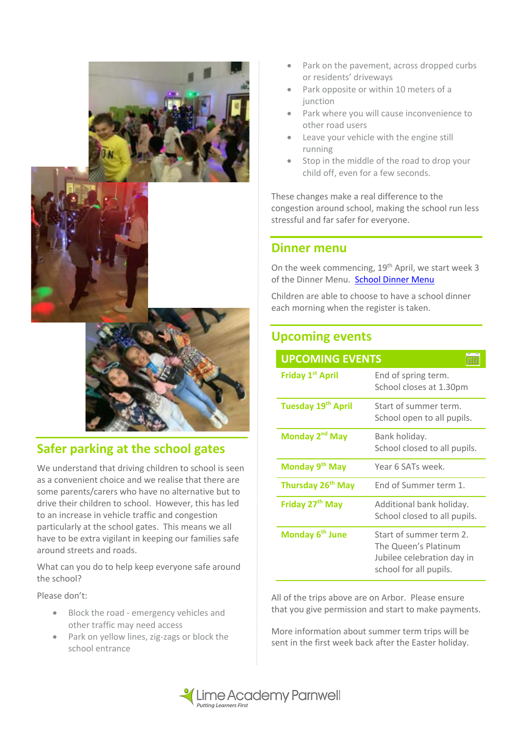## Safer parking at the school gates

We understand that driving children to school is seen as a convenient choice and we realise that there are some parents/carers who have no alternative but to drive their children to school. However, this has led to an increase in vehicle traffic and congestion particularly at the school gates. This means we all have to be extra vigilant in keeping our families safe around streets and roads.

What can you do to help keep everyone safe around the school?

Please don't:

- Block the road - emergency vehicles and other traffic may need access
- Park on yellow lines, zig-zags or block the school entrance
- Park on the pavement, across dropped curbs or residents' driveways
- Park opposite or within 10 meters of a junction
- Park where you will cause inconvenience to other road users
- Leave your vehicle with the engine still running
- Stop in the middle of the road to drop your child off, even for a few seconds.

These changes make a real difference to the congestion around school, making the school run less stressful and far safer for everyone.

## Dinner menu

On the week commencing, 19th April, we start week 3 of the Dinner Menu. [School Dinner Menu]

Children are able to choose to have a school dinner each morning when the register is taken.

## Upcoming events

| UPCOMING EVENTS | |
|---|---|
| **Friday 1st April** | End of spring term. School closes at 1.30pm |
| **Tuesday 19th April** | Start of summer term. School open to all pupils. |
| **Monday 2nd May** | Bank holiday. School closed to all pupils. |
| **Monday 9th May** | Year 6 SATs week. |
| **Thursday 26th May** | End of Summer term 1. |
| **Friday 27th May** | Additional bank holiday. School closed to all pupils. |
| **Monday 6th June** | Start of summer term 2. The Queen's Platinum Jubilee celebration day in school for all pupils. |

All of the trips above are on Arbor. Please ensure that you give permission and start to make payments.

More information about summer term trips will be sent in the first week back after the Easter holiday.

Lime Academy Parnwell
*Putting Learners First*